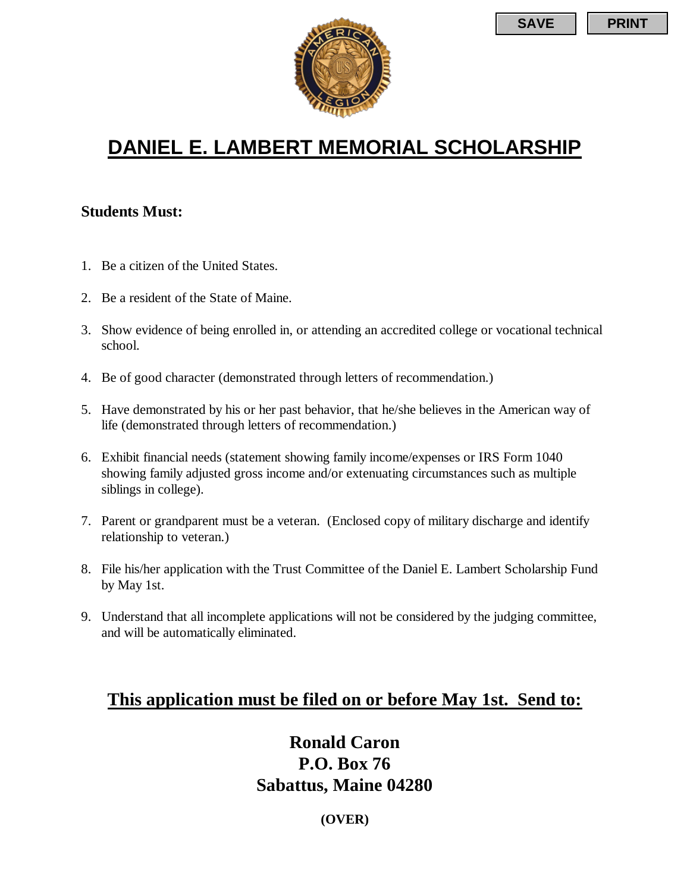# DANIEL E. LAMBERT MEMORIAL SCHOLARSHIP

**Students Must:**

1. Be a citizen of the United States.
2. Be a resident of the State of Maine.
3. Show evidence of being enrolled in, or attending an accredited college or vocational technical school.
4. Be of good character (demonstrated through letters of recommendation.)
5. Have demonstrated by his or her past behavior, that he/she believes in the American way of life (demonstrated through letters of recommendation.)
6. Exhibit financial needs (statement showing family income/expenses or IRS Form 1040 showing family adjusted gross income and/or extenuating circumstances such as multiple siblings in college).
7. Parent or grandparent must be a veteran. (Enclosed copy of military discharge and identify relationship to veteran.)
8. File his/her application with the Trust Committee of the Daniel E. Lambert Scholarship Fund by May 1st.
9. Understand that all incomplete applications will not be considered by the judging committee, and will be automatically eliminated.

## This application must be filed on or before May 1st. Send to:

**Ronald Caron**
**P.O. Box 76**
**Sabattus, Maine 04280**

**(OVER)**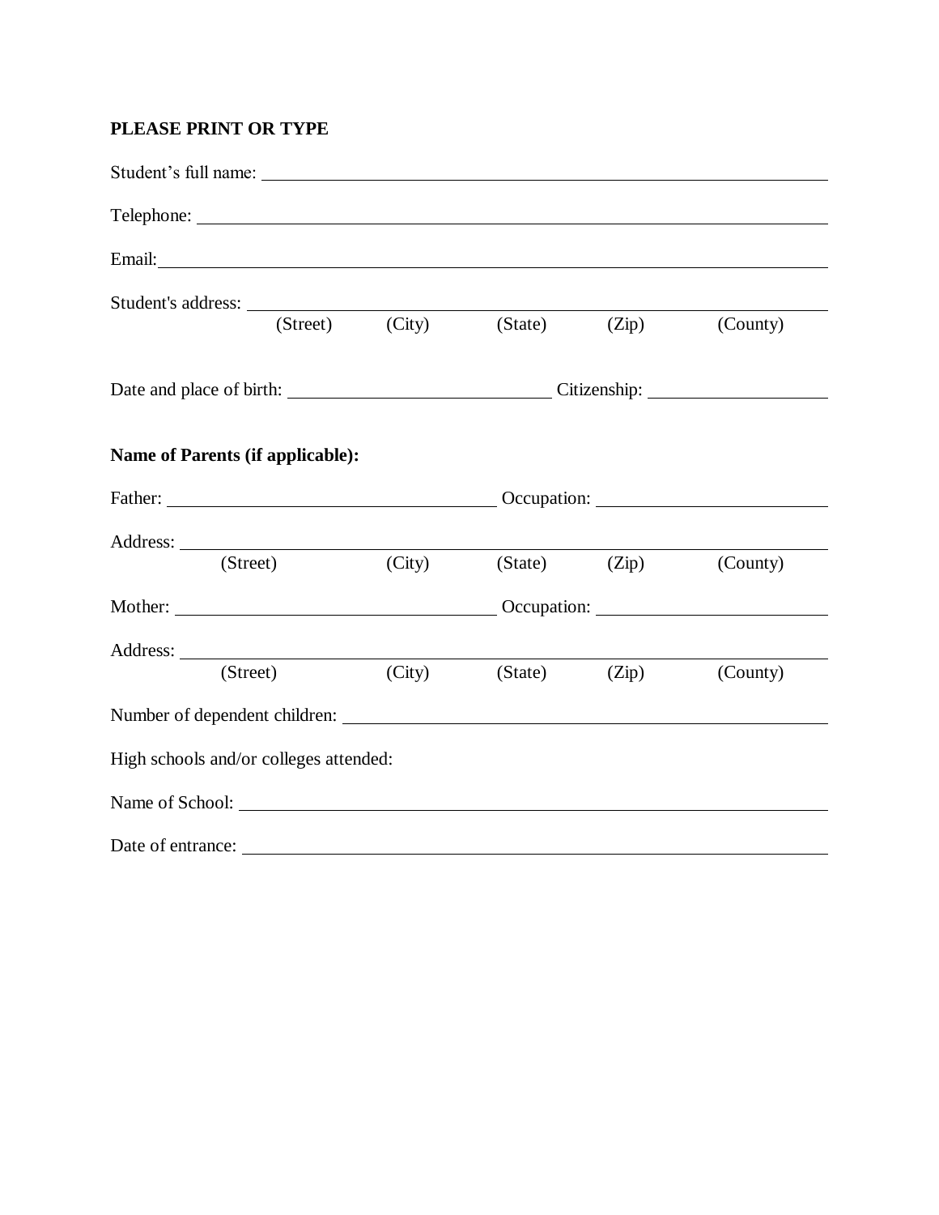**PLEASE PRINT OR TYPE**

Student's full name: ______________________________________________

Telephone: ______________________________________________

Email: ______________________________________________

Student's address: ______________________________________________
(Street) (City) (State) (Zip) (County)

Date and place of birth: ______________________ Citizenship: ______________

**Name of Parents (if applicable):**

Father: ______________________ Occupation: ______________________

Address: ______________________________________________
(Street) (City) (State) (Zip) (County)

Mother: ______________________ Occupation: ______________________

Address: ______________________________________________
(Street) (City) (State) (Zip) (County)

Number of dependent children: ______________________________________________

High schools and/or colleges attended:

Name of School: ______________________________________________

Date of entrance: ______________________________________________